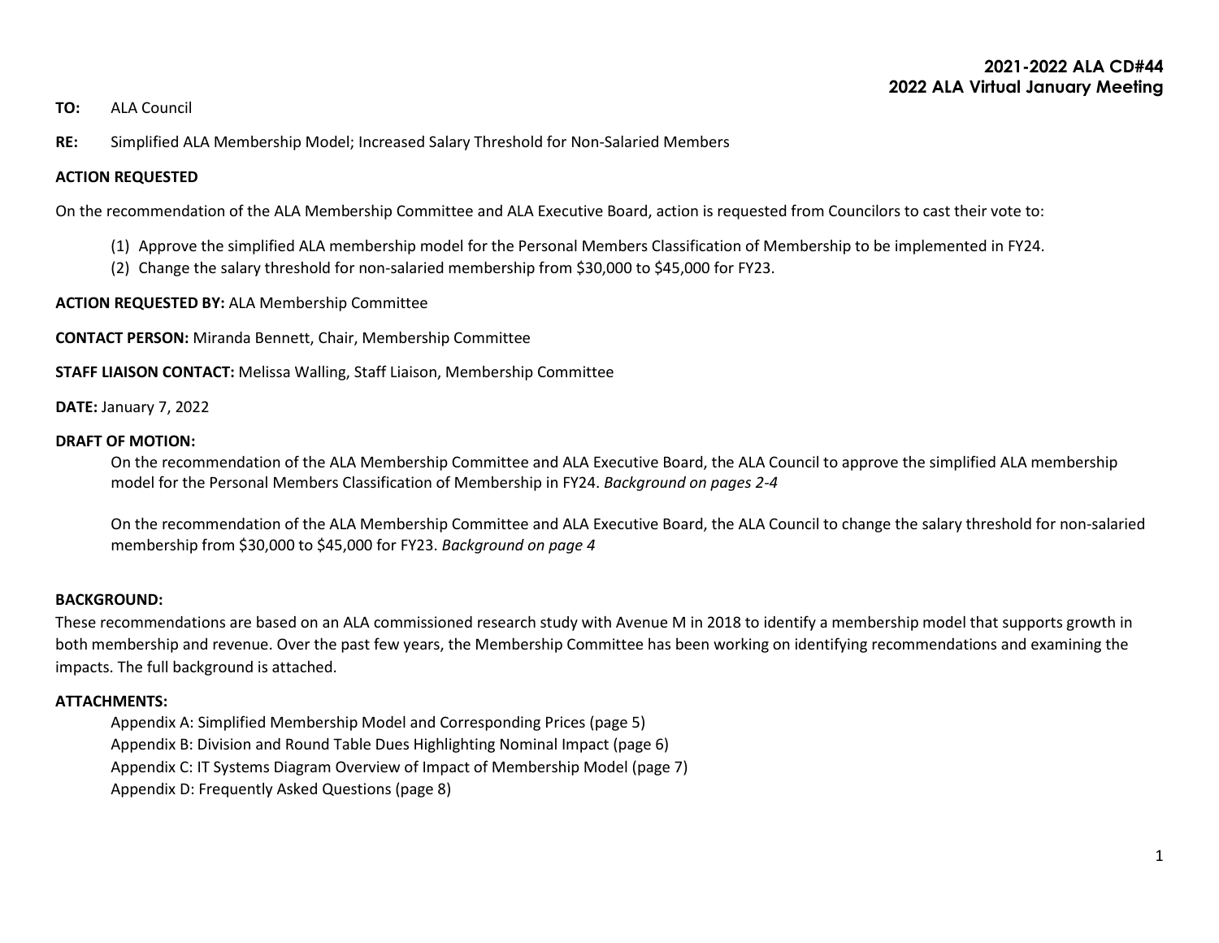**2021-2022 ALA CD#44**
**2022 ALA Virtual January Meeting**

**TO:** ALA Council

**RE:** Simplified ALA Membership Model; Increased Salary Threshold for Non-Salaried Members

**ACTION REQUESTED**

On the recommendation of the ALA Membership Committee and ALA Executive Board, action is requested from Councilors to cast their vote to:

(1) Approve the simplified ALA membership model for the Personal Members Classification of Membership to be implemented in FY24.
(2) Change the salary threshold for non-salaried membership from $30,000 to $45,000 for FY23.

**ACTION REQUESTED BY:** ALA Membership Committee

**CONTACT PERSON:** Miranda Bennett, Chair, Membership Committee

**STAFF LIAISON CONTACT:** Melissa Walling, Staff Liaison, Membership Committee

**DATE:** January 7, 2022

**DRAFT OF MOTION:**

On the recommendation of the ALA Membership Committee and ALA Executive Board, the ALA Council to approve the simplified ALA membership model for the Personal Members Classification of Membership in FY24. *Background on pages 2-4*

On the recommendation of the ALA Membership Committee and ALA Executive Board, the ALA Council to change the salary threshold for non-salaried membership from $30,000 to $45,000 for FY23. *Background on page 4*

**BACKGROUND:**

These recommendations are based on an ALA commissioned research study with Avenue M in 2018 to identify a membership model that supports growth in both membership and revenue. Over the past few years, the Membership Committee has been working on identifying recommendations and examining the impacts. The full background is attached.

**ATTACHMENTS:**

Appendix A: Simplified Membership Model and Corresponding Prices (page 5)
Appendix B: Division and Round Table Dues Highlighting Nominal Impact (page 6)
Appendix C: IT Systems Diagram Overview of Impact of Membership Model (page 7)
Appendix D: Frequently Asked Questions (page 8)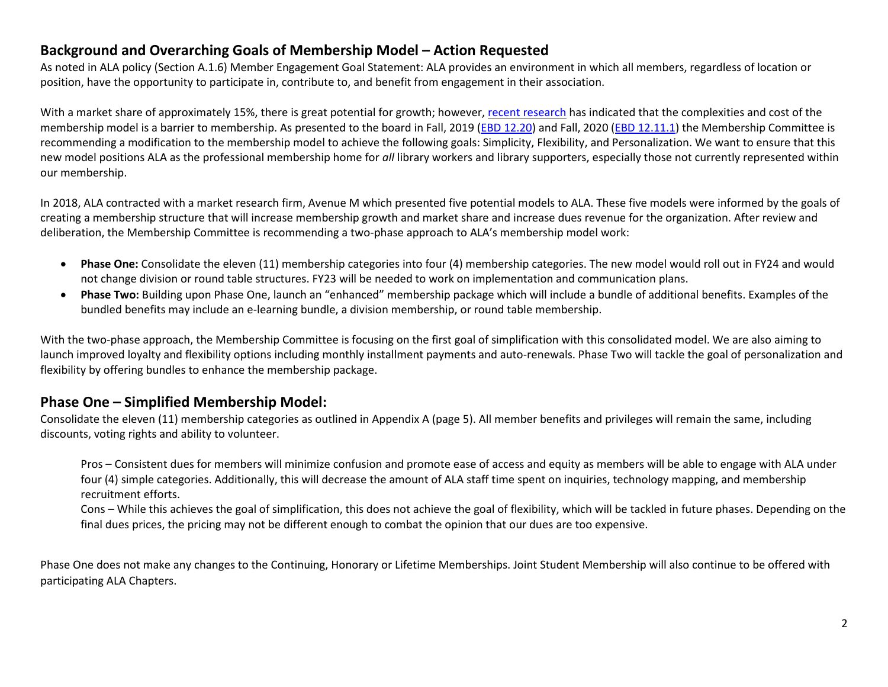## Background and Overarching Goals of Membership Model – Action Requested

As noted in ALA policy (Section A.1.6) Member Engagement Goal Statement: ALA provides an environment in which all members, regardless of location or position, have the opportunity to participate in, contribute to, and benefit from engagement in their association.

With a market share of approximately 15%, there is great potential for growth; however, recent research has indicated that the complexities and cost of the membership model is a barrier to membership. As presented to the board in Fall, 2019 (EBD 12.20) and Fall, 2020 (EBD 12.11.1) the Membership Committee is recommending a modification to the membership model to achieve the following goals: Simplicity, Flexibility, and Personalization. We want to ensure that this new model positions ALA as the professional membership home for *all* library workers and library supporters, especially those not currently represented within our membership.

In 2018, ALA contracted with a market research firm, Avenue M which presented five potential models to ALA. These five models were informed by the goals of creating a membership structure that will increase membership growth and market share and increase dues revenue for the organization. After review and deliberation, the Membership Committee is recommending a two-phase approach to ALA's membership model work:

- **Phase One:** Consolidate the eleven (11) membership categories into four (4) membership categories. The new model would roll out in FY24 and would not change division or round table structures. FY23 will be needed to work on implementation and communication plans.
- **Phase Two:** Building upon Phase One, launch an "enhanced" membership package which will include a bundle of additional benefits. Examples of the bundled benefits may include an e-learning bundle, a division membership, or round table membership.

With the two-phase approach, the Membership Committee is focusing on the first goal of simplification with this consolidated model. We are also aiming to launch improved loyalty and flexibility options including monthly installment payments and auto-renewals. Phase Two will tackle the goal of personalization and flexibility by offering bundles to enhance the membership package.

## Phase One – Simplified Membership Model:

Consolidate the eleven (11) membership categories as outlined in Appendix A (page 5). All member benefits and privileges will remain the same, including discounts, voting rights and ability to volunteer.

> Pros – Consistent dues for members will minimize confusion and promote ease of access and equity as members will be able to engage with ALA under four (4) simple categories. Additionally, this will decrease the amount of ALA staff time spent on inquiries, technology mapping, and membership recruitment efforts.
>
> Cons – While this achieves the goal of simplification, this does not achieve the goal of flexibility, which will be tackled in future phases. Depending on the final dues prices, the pricing may not be different enough to combat the opinion that our dues are too expensive.

Phase One does not make any changes to the Continuing, Honorary or Lifetime Memberships. Joint Student Membership will also continue to be offered with participating ALA Chapters.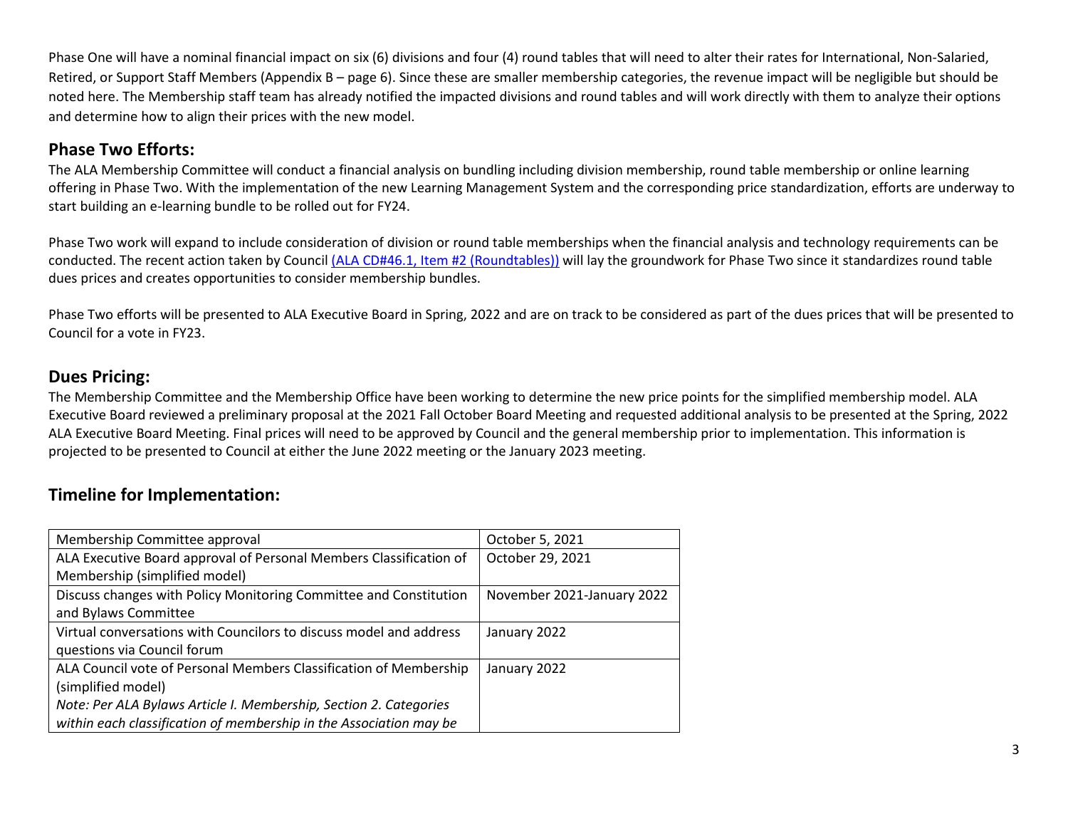Phase One will have a nominal financial impact on six (6) divisions and four (4) round tables that will need to alter their rates for International, Non-Salaried, Retired, or Support Staff Members (Appendix B – page 6). Since these are smaller membership categories, the revenue impact will be negligible but should be noted here. The Membership staff team has already notified the impacted divisions and round tables and will work directly with them to analyze their options and determine how to align their prices with the new model.

## Phase Two Efforts:

The ALA Membership Committee will conduct a financial analysis on bundling including division membership, round table membership or online learning offering in Phase Two. With the implementation of the new Learning Management System and the corresponding price standardization, efforts are underway to start building an e-learning bundle to be rolled out for FY24.

Phase Two work will expand to include consideration of division or round table memberships when the financial analysis and technology requirements can be conducted. The recent action taken by Council (ALA CD#46.1, Item #2 (Roundtables)) will lay the groundwork for Phase Two since it standardizes round table dues prices and creates opportunities to consider membership bundles.

Phase Two efforts will be presented to ALA Executive Board in Spring, 2022 and are on track to be considered as part of the dues prices that will be presented to Council for a vote in FY23.

## Dues Pricing:

The Membership Committee and the Membership Office have been working to determine the new price points for the simplified membership model. ALA Executive Board reviewed a preliminary proposal at the 2021 Fall October Board Meeting and requested additional analysis to be presented at the Spring, 2022 ALA Executive Board Meeting. Final prices will need to be approved by Council and the general membership prior to implementation. This information is projected to be presented to Council at either the June 2022 meeting or the January 2023 meeting.

## Timeline for Implementation:

| | |
|---|---|
| Membership Committee approval | October 5, 2021 |
| ALA Executive Board approval of Personal Members Classification of Membership (simplified model) | October 29, 2021 |
| Discuss changes with Policy Monitoring Committee and Constitution and Bylaws Committee | November 2021-January 2022 |
| Virtual conversations with Councilors to discuss model and address questions via Council forum | January 2022 |
| ALA Council vote of Personal Members Classification of Membership (simplified model) *Note: Per ALA Bylaws Article I. Membership, Section 2. Categories within each classification of membership in the Association may be* | January 2022 |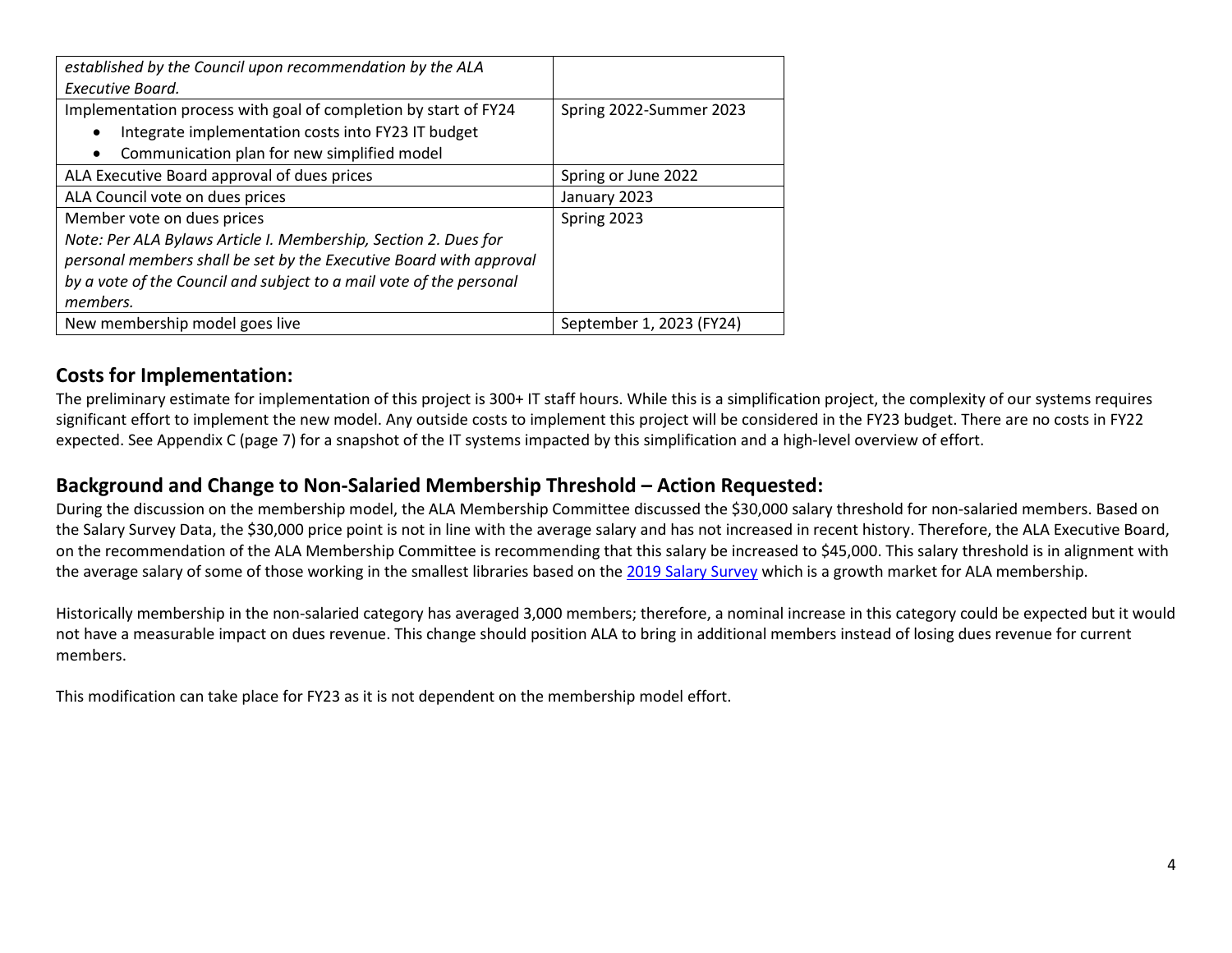| | |
|---|---|
| *established by the Council upon recommendation by the ALA Executive Board.* | |
| Implementation process with goal of completion by start of FY24<br>• Integrate implementation costs into FY23 IT budget<br>• Communication plan for new simplified model | Spring 2022-Summer 2023 |
| ALA Executive Board approval of dues prices | Spring or June 2022 |
| ALA Council vote on dues prices | January 2023 |
| Member vote on dues prices<br>*Note: Per ALA Bylaws Article I. Membership, Section 2. Dues for personal members shall be set by the Executive Board with approval by a vote of the Council and subject to a mail vote of the personal members.* | Spring 2023 |
| New membership model goes live | September 1, 2023 (FY24) |

## Costs for Implementation:

The preliminary estimate for implementation of this project is 300+ IT staff hours. While this is a simplification project, the complexity of our systems requires significant effort to implement the new model. Any outside costs to implement this project will be considered in the FY23 budget. There are no costs in FY22 expected. See Appendix C (page 7) for a snapshot of the IT systems impacted by this simplification and a high-level overview of effort.

## Background and Change to Non-Salaried Membership Threshold – Action Requested:

During the discussion on the membership model, the ALA Membership Committee discussed the $30,000 salary threshold for non-salaried members. Based on the Salary Survey Data, the $30,000 price point is not in line with the average salary and has not increased in recent history. Therefore, the ALA Executive Board, on the recommendation of the ALA Membership Committee is recommending that this salary be increased to $45,000. This salary threshold is in alignment with the average salary of some of those working in the smallest libraries based on the 2019 Salary Survey which is a growth market for ALA membership.

Historically membership in the non-salaried category has averaged 3,000 members; therefore, a nominal increase in this category could be expected but it would not have a measurable impact on dues revenue. This change should position ALA to bring in additional members instead of losing dues revenue for current members.

This modification can take place for FY23 as it is not dependent on the membership model effort.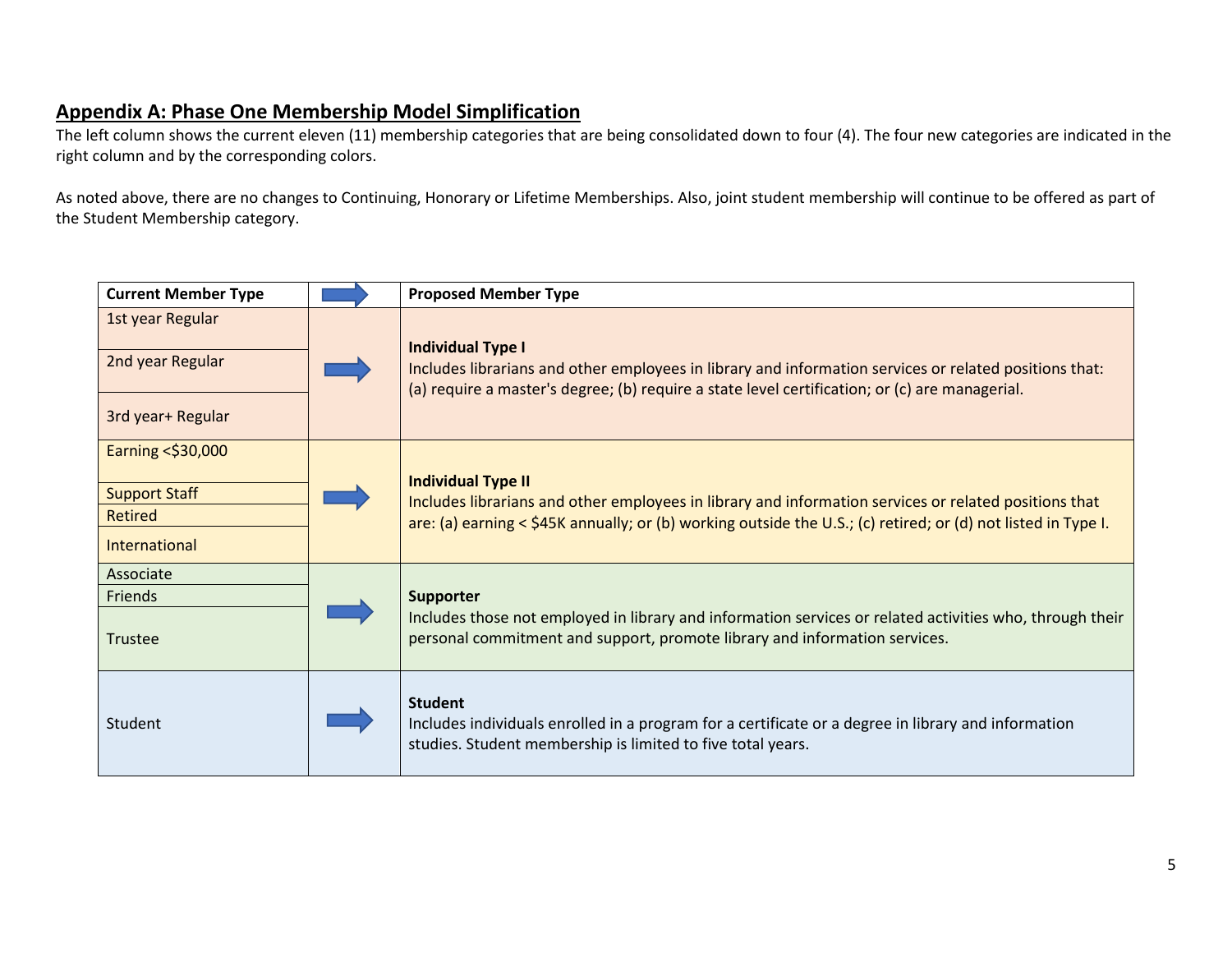## Appendix A: Phase One Membership Model Simplification

The left column shows the current eleven (11) membership categories that are being consolidated down to four (4). The four new categories are indicated in the right column and by the corresponding colors.

As noted above, there are no changes to Continuing, Honorary or Lifetime Memberships. Also, joint student membership will continue to be offered as part of the Student Membership category.

| Current Member Type | ➡ | Proposed Member Type |
|---|---|---|
| 1st year Regular<br>2nd year Regular<br>3rd year+ Regular | ➡ | **Individual Type I**<br>Includes librarians and other employees in library and information services or related positions that: (a) require a master's degree; (b) require a state level certification; or (c) are managerial. |
| Earning <$30,000<br>Support Staff<br>Retired<br>International | ➡ | **Individual Type II**<br>Includes librarians and other employees in library and information services or related positions that are: (a) earning < $45K annually; or (b) working outside the U.S.; (c) retired; or (d) not listed in Type I. |
| Associate<br>Friends<br>Trustee | ➡ | **Supporter**<br>Includes those not employed in library and information services or related activities who, through their personal commitment and support, promote library and information services. |
| Student | ➡ | **Student**<br>Includes individuals enrolled in a program for a certificate or a degree in library and information studies. Student membership is limited to five total years. |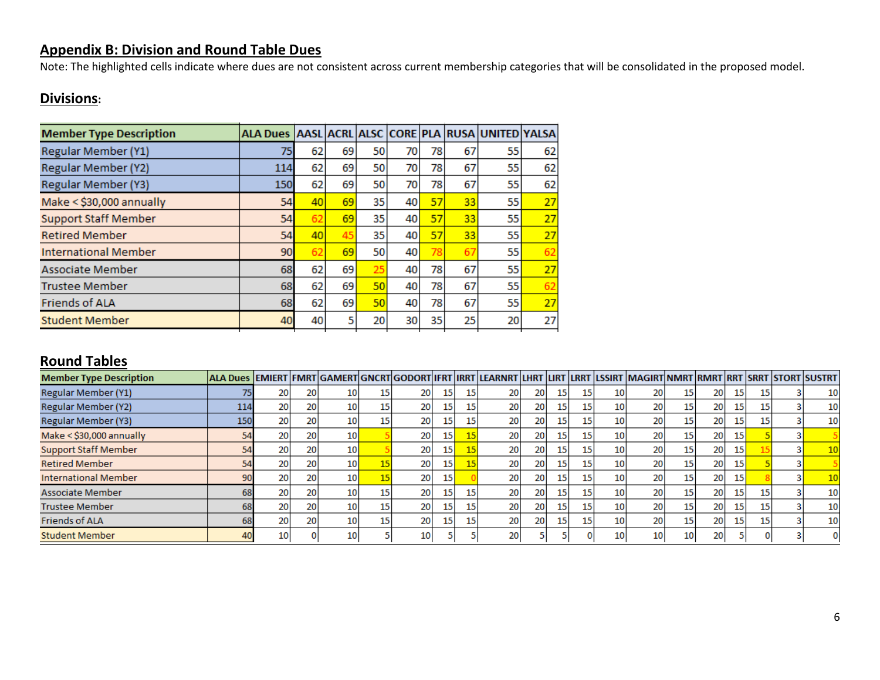## Appendix B: Division and Round Table Dues

Note: The highlighted cells indicate where dues are not consistent across current membership categories that will be consolidated in the proposed model.

### Divisions:

| Member Type Description | ALA Dues | AASL | ACRL | ALSC | CORE | PLA | RUSA | UNITED | YALSA |
|---|---|---|---|---|---|---|---|---|---|
| Regular Member (Y1) | 75 | 62 | 69 | 50 | 70 | 78 | 67 | 55 | 62 |
| Regular Member (Y2) | 114 | 62 | 69 | 50 | 70 | 78 | 67 | 55 | 62 |
| Regular Member (Y3) | 150 | 62 | 69 | 50 | 70 | 78 | 67 | 55 | 62 |
| Make < $30,000 annually | 54 | 40 | 69 | 35 | 40 | 57 | 33 | 55 | 27 |
| Support Staff Member | 54 | 62 | 69 | 35 | 40 | 57 | 33 | 55 | 27 |
| Retired Member | 54 | 40 | 45 | 35 | 40 | 57 | 33 | 55 | 27 |
| International Member | 90 | 62 | 69 | 50 | 40 | 78 | 67 | 55 | 62 |
| Associate Member | 68 | 62 | 69 | 25 | 40 | 78 | 67 | 55 | 27 |
| Trustee Member | 68 | 62 | 69 | 50 | 40 | 78 | 67 | 55 | 62 |
| Friends of ALA | 68 | 62 | 69 | 50 | 40 | 78 | 67 | 55 | 27 |
| Student Member | 40 | 40 | 5 | 20 | 30 | 35 | 25 | 20 | 27 |

### Round Tables

| Member Type Description | ALA Dues | EMIERT | FMRT | GAMERT | GNCRT | GODORT | IFRT | IRRT | LEARNRT | LHRT | LIRT | LRRT | LSSIRT | MAGIRT | NMRT | RMRT | RRT | SRRT | STORT | SUSTRT |
|---|---|---|---|---|---|---|---|---|---|---|---|---|---|---|---|---|---|---|---|---|
| Regular Member (Y1) | 75 | 20 | 20 | 10 | 15 | 20 | 15 | 15 | 20 | 20 | 15 | 15 | 10 | 20 | 15 | 20 | 15 | 15 | 3 | 10 |
| Regular Member (Y2) | 114 | 20 | 20 | 10 | 15 | 20 | 15 | 15 | 20 | 20 | 15 | 15 | 10 | 20 | 15 | 20 | 15 | 15 | 3 | 10 |
| Regular Member (Y3) | 150 | 20 | 20 | 10 | 15 | 20 | 15 | 15 | 20 | 20 | 15 | 15 | 10 | 20 | 15 | 20 | 15 | 15 | 3 | 10 |
| Make < $30,000 annually | 54 | 20 | 20 | 10 | 5 | 20 | 15 | 15 | 20 | 20 | 15 | 15 | 10 | 20 | 15 | 20 | 15 | 5 | 3 | 5 |
| Support Staff Member | 54 | 20 | 20 | 10 | 5 | 20 | 15 | 15 | 20 | 20 | 15 | 15 | 10 | 20 | 15 | 20 | 15 | 15 | 3 | 10 |
| Retired Member | 54 | 20 | 20 | 10 | 15 | 20 | 15 | 15 | 20 | 20 | 15 | 15 | 10 | 20 | 15 | 20 | 15 | 5 | 3 | 5 |
| International Member | 90 | 20 | 20 | 10 | 15 | 20 | 15 | 0 | 20 | 20 | 15 | 15 | 10 | 20 | 15 | 20 | 15 | 8 | 3 | 10 |
| Associate Member | 68 | 20 | 20 | 10 | 15 | 20 | 15 | 15 | 20 | 20 | 15 | 15 | 10 | 20 | 15 | 20 | 15 | 15 | 3 | 10 |
| Trustee Member | 68 | 20 | 20 | 10 | 15 | 20 | 15 | 15 | 20 | 20 | 15 | 15 | 10 | 20 | 15 | 20 | 15 | 15 | 3 | 10 |
| Friends of ALA | 68 | 20 | 20 | 10 | 15 | 20 | 15 | 15 | 20 | 20 | 15 | 15 | 10 | 20 | 15 | 20 | 15 | 15 | 3 | 10 |
| Student Member | 40 | 10 | 0 | 10 | 5 | 10 | 5 | 5 | 20 | 5 | 5 | 0 | 10 | 10 | 10 | 20 | 5 | 0 | 3 | 0 |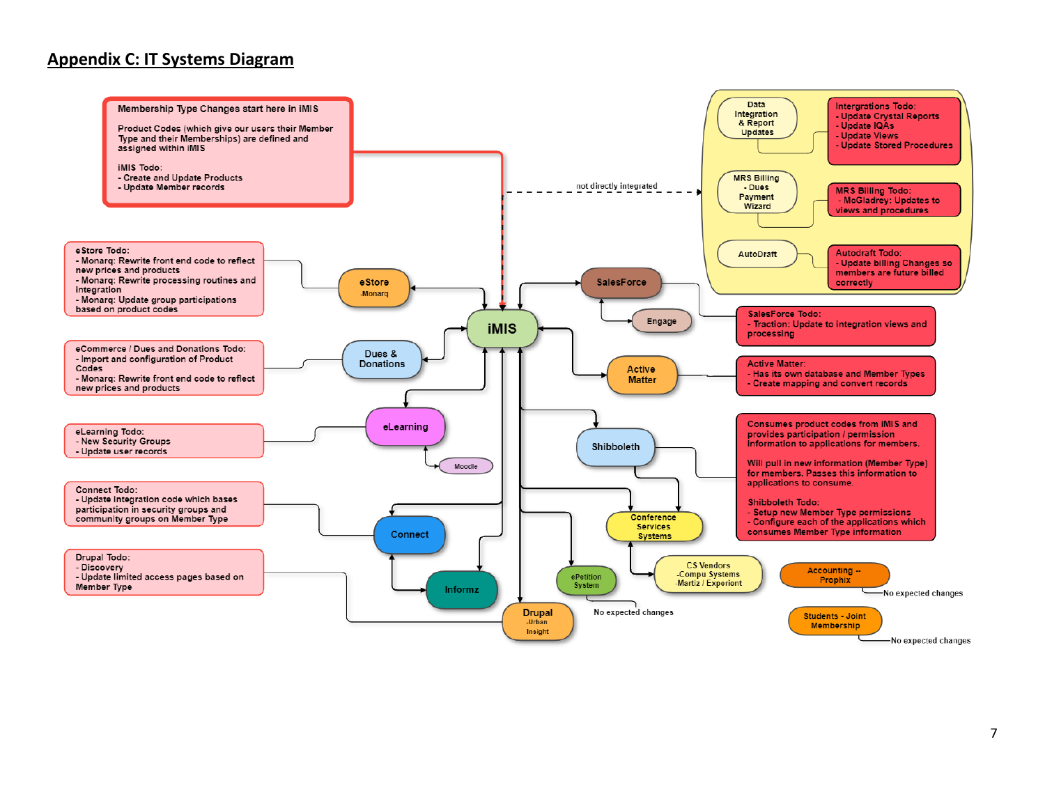## Appendix C: IT Systems Diagram

**Membership Type Changes start here in iMIS**

Product Codes (which give our users their Member Type and their Memberships) are defined and assigned within iMIS

iMIS Todo:
- Create and Update Products
- Update Member records

not directly integrated

Data Integration & Report Updates

Intergrations Todo:
- Update Crystal Reports
- Update IQAs
- Update Views
- Update Stored Procedures

MRS Billing - Dues Payment Wizard

MRS Billing Todo:
- McGladrey: Updates to views and procedures

AutoDraft

Autodraft Todo:
- Update billing Changes so members are future billed correctly

eStore Todo:
- Monarq: Rewrite front end code to reflect new prices and products
- Monarq: Rewrite processing routines and integration
- Monarq: Update group participations based on product codes

eStore -Monarq

iMIS

SalesForce

Engage

SalesForce Todo:
- Traction: Update to integration views and processing

eCommerce / Dues and Donations Todo:
- Import and configuration of Product Codes
- Monarq: Rewrite front end code to reflect new prices and products

Dues & Donations

Active Matter

Active Matter:
- Has its own database and Member Types
- Create mapping and convert records

eLearning Todo:
- New Security Groups
- Update user records

eLearning

Moodle

Shibboleth

Consumes product codes from iMIS and provides participation / permission information to applications for members.

Will pull in new information (Member Type) for members. Passes this information to applications to consume.

Shibboleth Todo:
- Setup new Member Type permissions
- Configure each of the applications which consumes Member Type information

Connect Todo:
- Update integration code which bases participation in security groups and community groups on Member Type

Connect

Conference Services Systems

Drupal Todo:
- Discovery
- Update limited access pages based on Member Type

Informz

ePetition System

CS Vendors -Compu Systems -Martiz / Experient

Accounting -- Prophix

No expected changes

Drupal -Urban Insight

No expected changes

Students - Joint Membership

No expected changes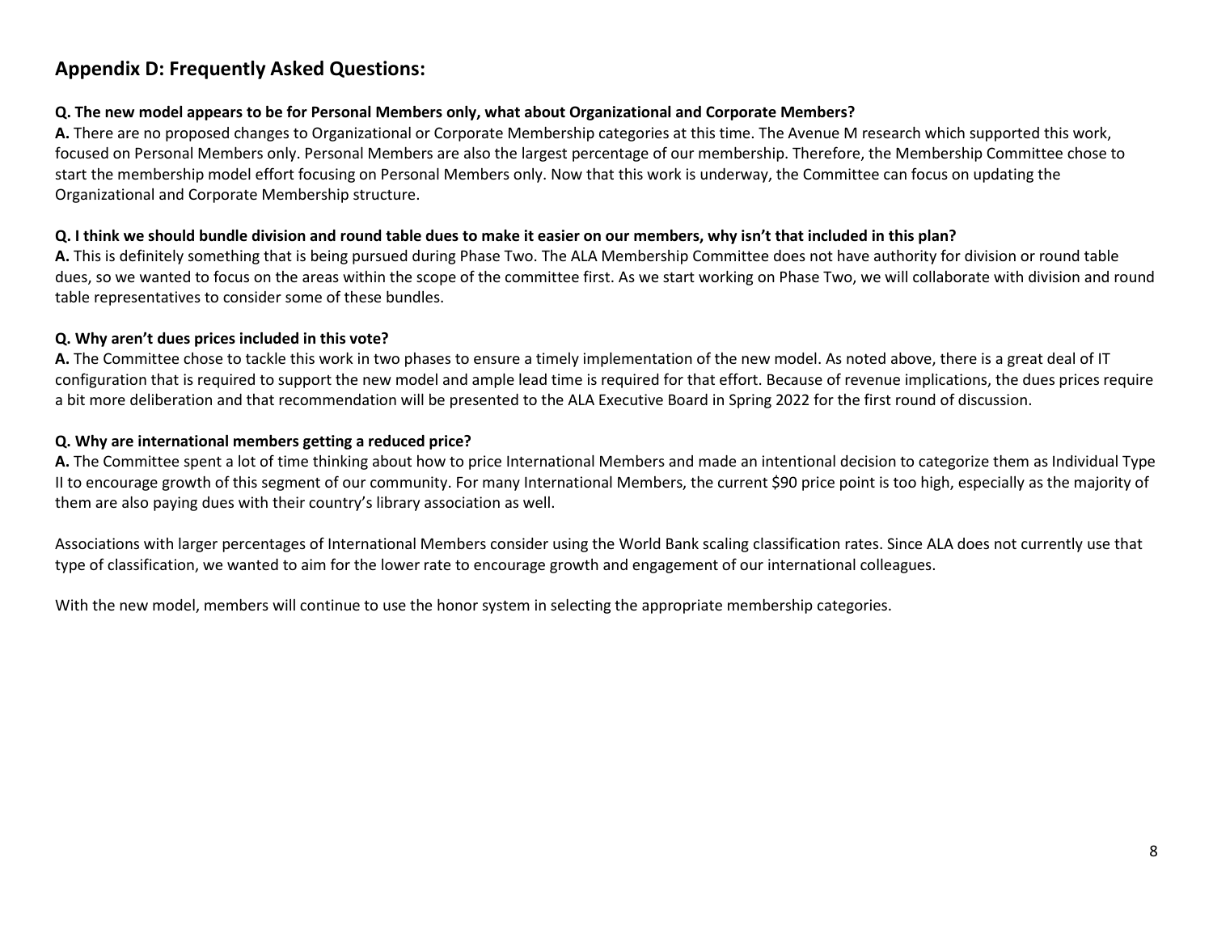## Appendix D: Frequently Asked Questions:

**Q. The new model appears to be for Personal Members only, what about Organizational and Corporate Members?**
**A.** There are no proposed changes to Organizational or Corporate Membership categories at this time. The Avenue M research which supported this work, focused on Personal Members only. Personal Members are also the largest percentage of our membership. Therefore, the Membership Committee chose to start the membership model effort focusing on Personal Members only. Now that this work is underway, the Committee can focus on updating the Organizational and Corporate Membership structure.

**Q. I think we should bundle division and round table dues to make it easier on our members, why isn't that included in this plan?**
**A.** This is definitely something that is being pursued during Phase Two. The ALA Membership Committee does not have authority for division or round table dues, so we wanted to focus on the areas within the scope of the committee first. As we start working on Phase Two, we will collaborate with division and round table representatives to consider some of these bundles.

**Q. Why aren't dues prices included in this vote?**
**A.** The Committee chose to tackle this work in two phases to ensure a timely implementation of the new model. As noted above, there is a great deal of IT configuration that is required to support the new model and ample lead time is required for that effort. Because of revenue implications, the dues prices require a bit more deliberation and that recommendation will be presented to the ALA Executive Board in Spring 2022 for the first round of discussion.

**Q. Why are international members getting a reduced price?**
**A.** The Committee spent a lot of time thinking about how to price International Members and made an intentional decision to categorize them as Individual Type II to encourage growth of this segment of our community. For many International Members, the current $90 price point is too high, especially as the majority of them are also paying dues with their country's library association as well.

Associations with larger percentages of International Members consider using the World Bank scaling classification rates. Since ALA does not currently use that type of classification, we wanted to aim for the lower rate to encourage growth and engagement of our international colleagues.

With the new model, members will continue to use the honor system in selecting the appropriate membership categories.